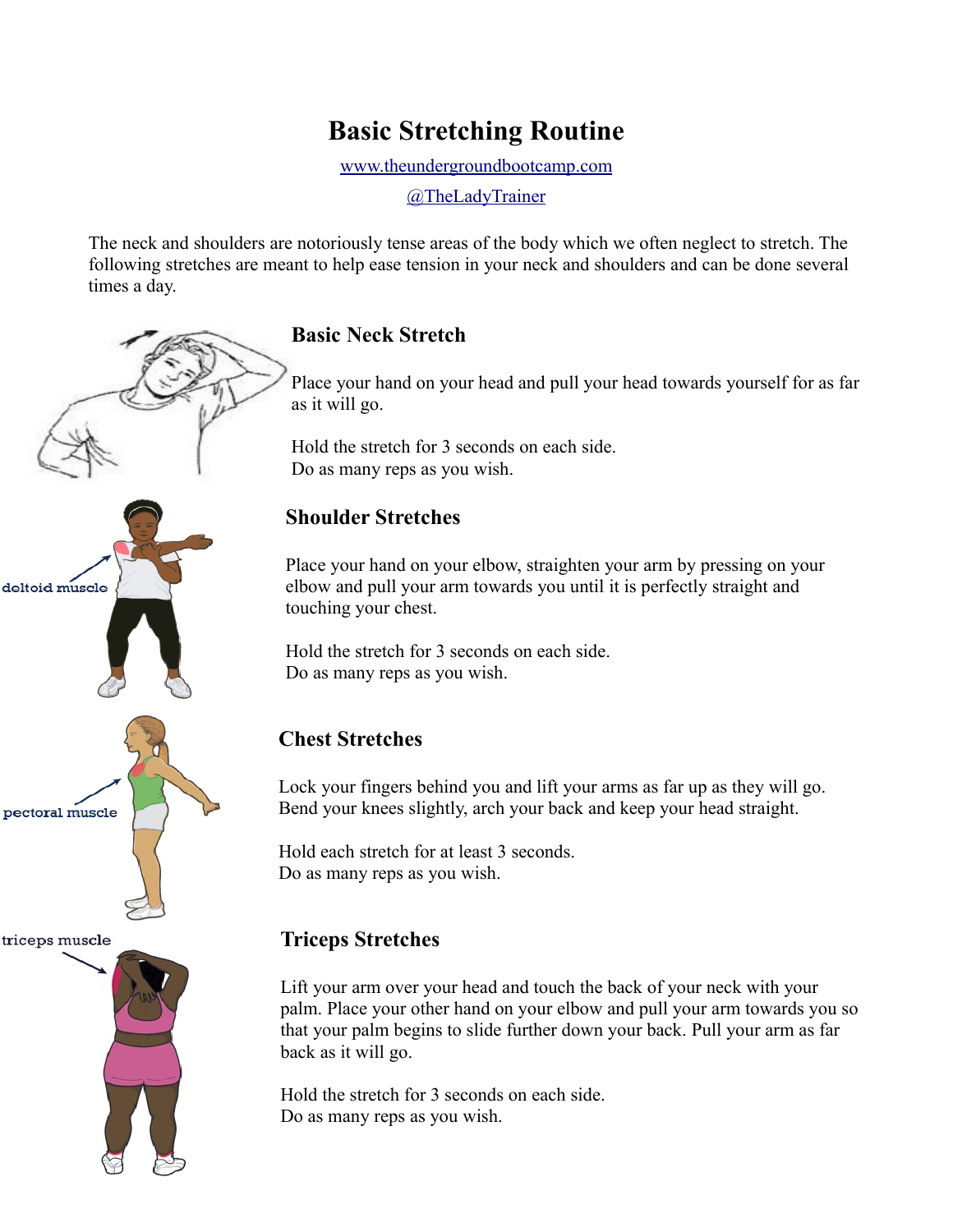# Basic Stretching Routine

www.theundergroundbootcamp.com

@TheLadyTrainer

The neck and shoulders are notoriously tense areas of the body which we often neglect to stretch. The following stretches are meant to help ease tension in your neck and shoulders and can be done several times a day.

## Basic Neck Stretch

Place your hand on your head and pull your head towards yourself for as far as it will go.

Hold the stretch for 3 seconds on each side.
Do as many reps as you wish.

## Shoulder Stretches

deltoid muscle

Place your hand on your elbow, straighten your arm by pressing on your elbow and pull your arm towards you until it is perfectly straight and touching your chest.

Hold the stretch for 3 seconds on each side.
Do as many reps as you wish.

## Chest Stretches

pectoral muscle

Lock your fingers behind you and lift your arms as far up as they will go. Bend your knees slightly, arch your back and keep your head straight.

Hold each stretch for at least 3 seconds.
Do as many reps as you wish.

## Triceps Stretches

triceps muscle

Lift your arm over your head and touch the back of your neck with your palm. Place your other hand on your elbow and pull your arm towards you so that your palm begins to slide further down your back. Pull your arm as far back as it will go.

Hold the stretch for 3 seconds on each side.
Do as many reps as you wish.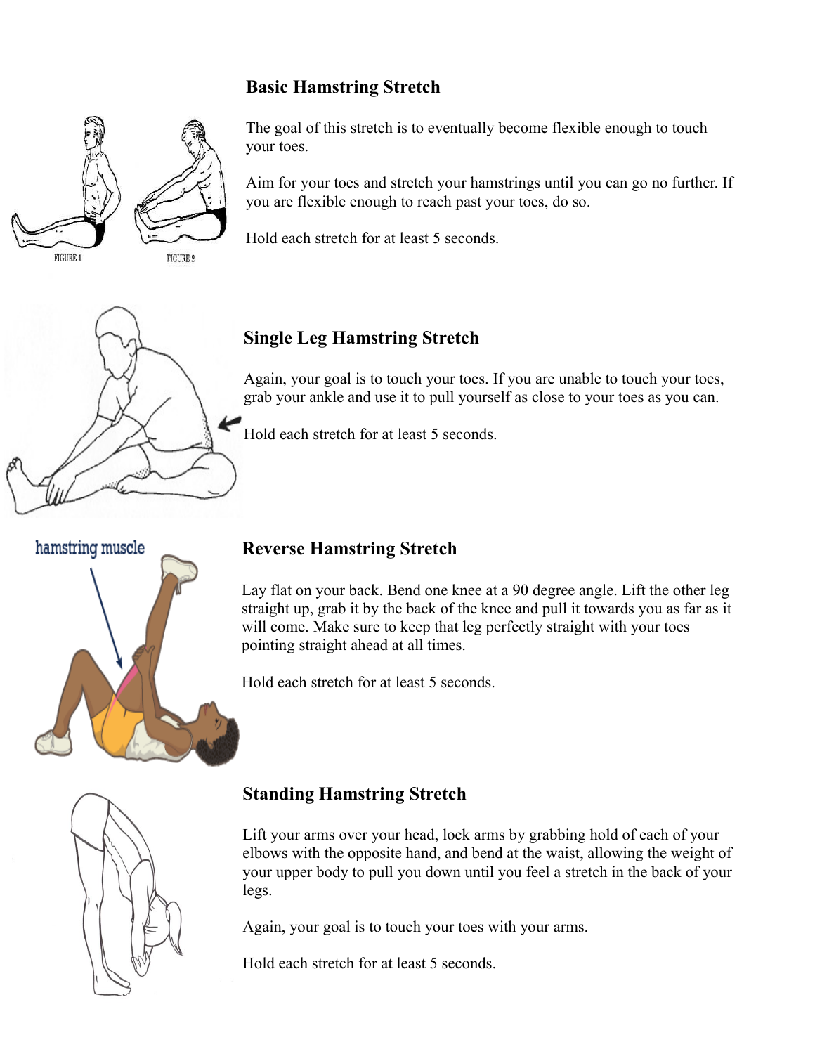## Basic Hamstring Stretch

The goal of this stretch is to eventually become flexible enough to touch your toes.

Aim for your toes and stretch your hamstrings until you can go no further. If you are flexible enough to reach past your toes, do so.

Hold each stretch for at least 5 seconds.

## Single Leg Hamstring Stretch

Again, your goal is to touch your toes. If you are unable to touch your toes, grab your ankle and use it to pull yourself as close to your toes as you can.

Hold each stretch for at least 5 seconds.

## Reverse Hamstring Stretch

Lay flat on your back. Bend one knee at a 90 degree angle. Lift the other leg straight up, grab it by the back of the knee and pull it towards you as far as it will come. Make sure to keep that leg perfectly straight with your toes pointing straight ahead at all times.

Hold each stretch for at least 5 seconds.

## Standing Hamstring Stretch

Lift your arms over your head, lock arms by grabbing hold of each of your elbows with the opposite hand, and bend at the waist, allowing the weight of your upper body to pull you down until you feel a stretch in the back of your legs.

Again, your goal is to touch your toes with your arms.

Hold each stretch for at least 5 seconds.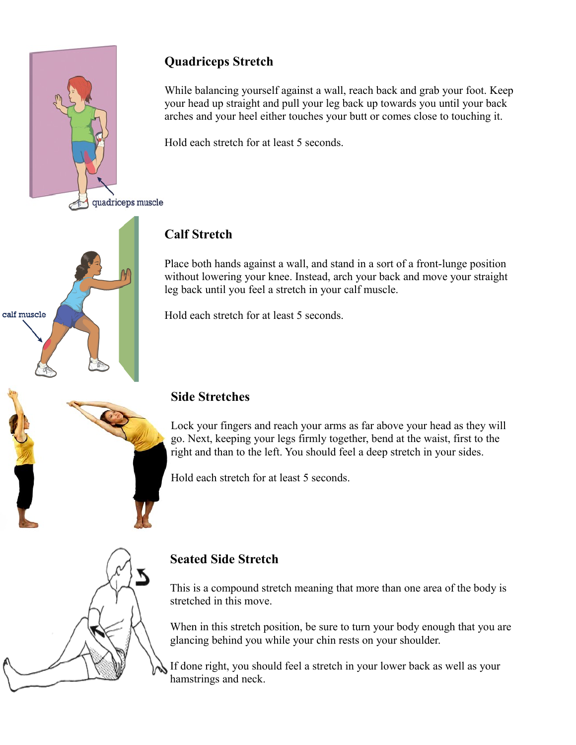## Quadriceps Stretch

While balancing yourself against a wall, reach back and grab your foot. Keep your head up straight and pull your leg back up towards you until your back arches and your heel either touches your butt or comes close to touching it.

Hold each stretch for at least 5 seconds.

## Calf Stretch

Place both hands against a wall, and stand in a sort of a front-lunge position without lowering your knee. Instead, arch your back and move your straight leg back until you feel a stretch in your calf muscle.

Hold each stretch for at least 5 seconds.

## Side Stretches

Lock your fingers and reach your arms as far above your head as they will go. Next, keeping your legs firmly together, bend at the waist, first to the right and than to the left. You should feel a deep stretch in your sides.

Hold each stretch for at least 5 seconds.

## Seated Side Stretch

This is a compound stretch meaning that more than one area of the body is stretched in this move.

When in this stretch position, be sure to turn your body enough that you are glancing behind you while your chin rests on your shoulder.

If done right, you should feel a stretch in your lower back as well as your hamstrings and neck.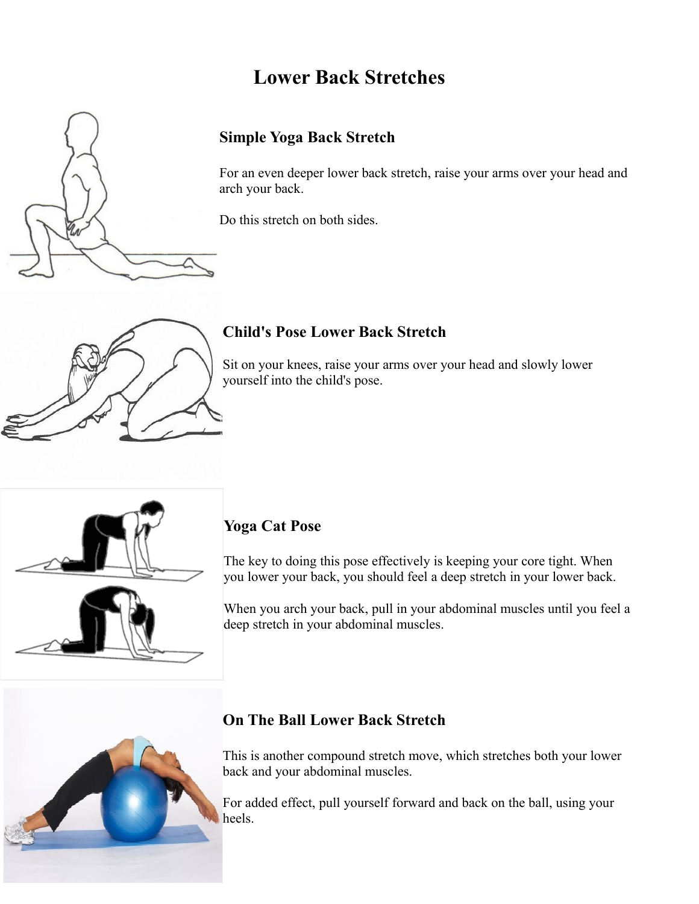# Lower Back Stretches

## Simple Yoga Back Stretch

For an even deeper lower back stretch, raise your arms over your head and arch your back.

Do this stretch on both sides.

## Child's Pose Lower Back Stretch

Sit on your knees, raise your arms over your head and slowly lower yourself into the child's pose.

## Yoga Cat Pose

The key to doing this pose effectively is keeping your core tight. When you lower your back, you should feel a deep stretch in your lower back.

When you arch your back, pull in your abdominal muscles until you feel a deep stretch in your abdominal muscles.

## On The Ball Lower Back Stretch

This is another compound stretch move, which stretches both your lower back and your abdominal muscles.

For added effect, pull yourself forward and back on the ball, using your heels.